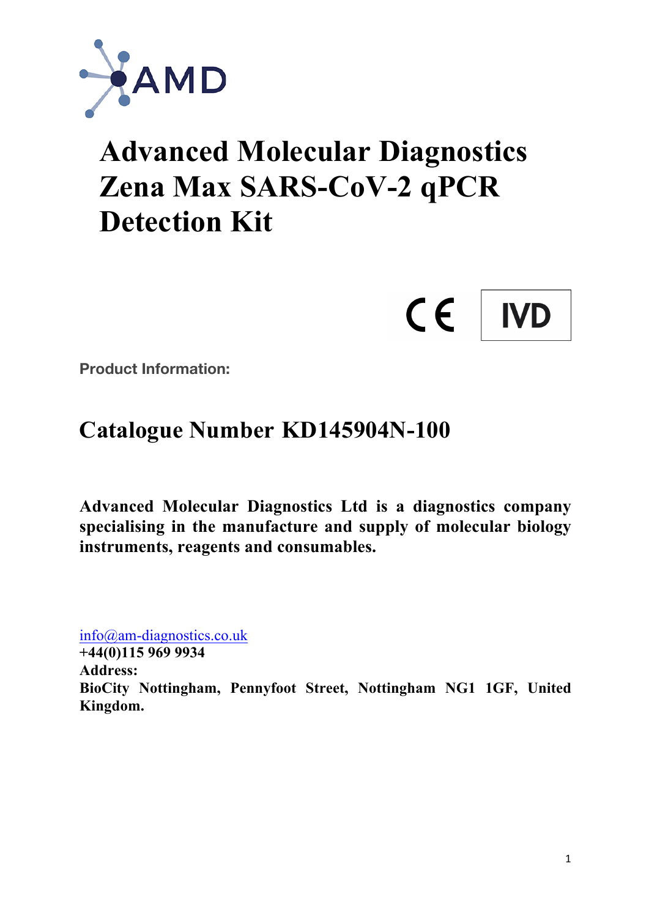AMD

# Advanced Molecular Diagnostics Zena Max SARS-CoV-2 qPCR Detection Kit

CE IVD

**Product Information:**

## Catalogue Number KD145904N-100

**Advanced Molecular Diagnostics Ltd is a diagnostics company specialising in the manufacture and supply of molecular biology instruments, reagents and consumables.**

info@am-diagnostics.co.uk
**+44(0)115 969 9934**
**Address:**
**BioCity Nottingham, Pennyfoot Street, Nottingham NG1 1GF, United Kingdom.**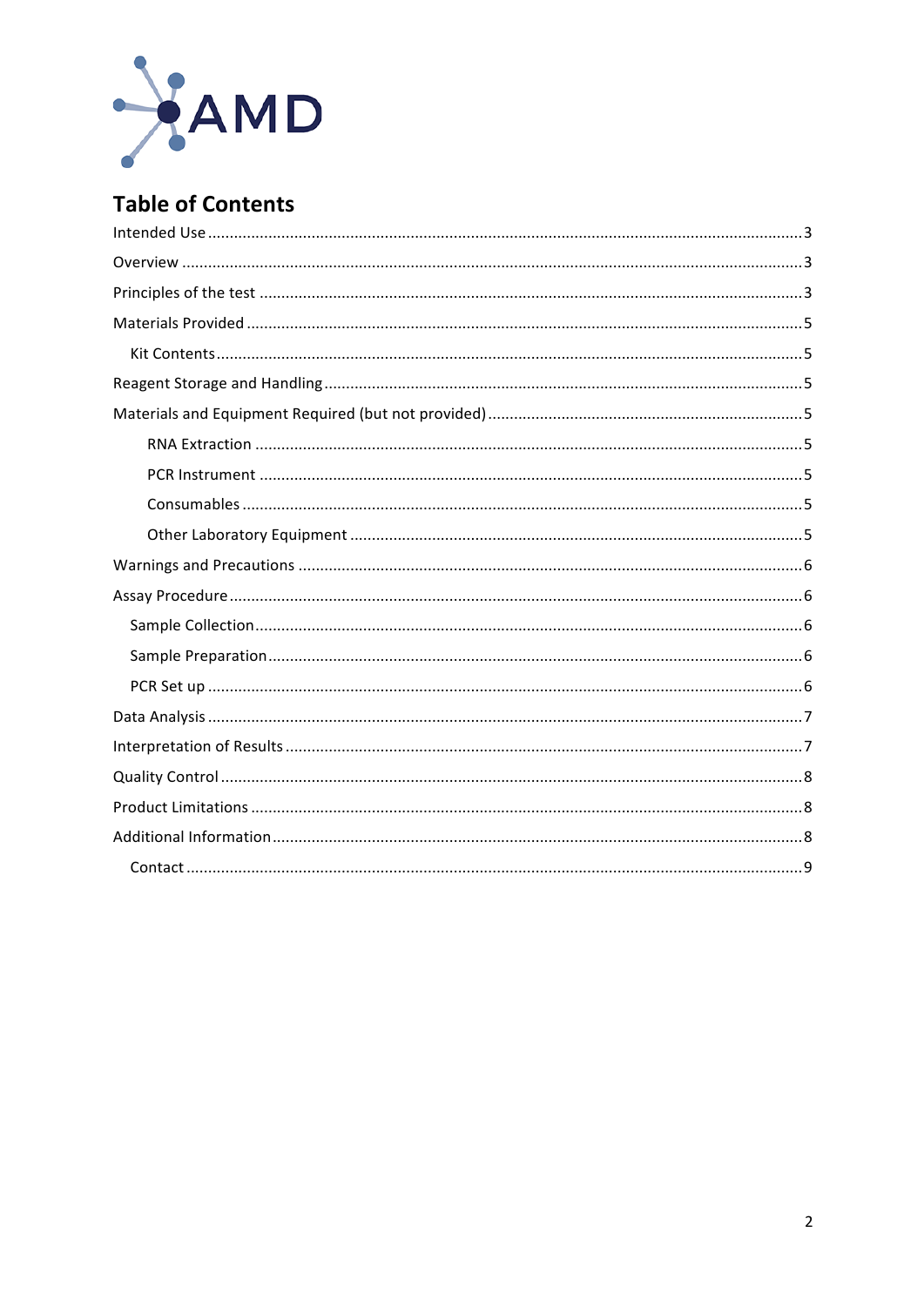AMD

## Table of Contents

Intended Use ... 3

Overview ... 3

Principles of the test ... 3

Materials Provided ... 5

- Kit Contents ... 5

Reagent Storage and Handling ... 5

Materials and Equipment Required (but not provided) ... 5

- RNA Extraction ... 5
- PCR Instrument ... 5
- Consumables ... 5
- Other Laboratory Equipment ... 5

Warnings and Precautions ... 6

Assay Procedure ... 6

- Sample Collection ... 6
- Sample Preparation ... 6
- PCR Set up ... 6

Data Analysis ... 7

Interpretation of Results ... 7

Quality Control ... 8

Product Limitations ... 8

Additional Information ... 8

- Contact ... 9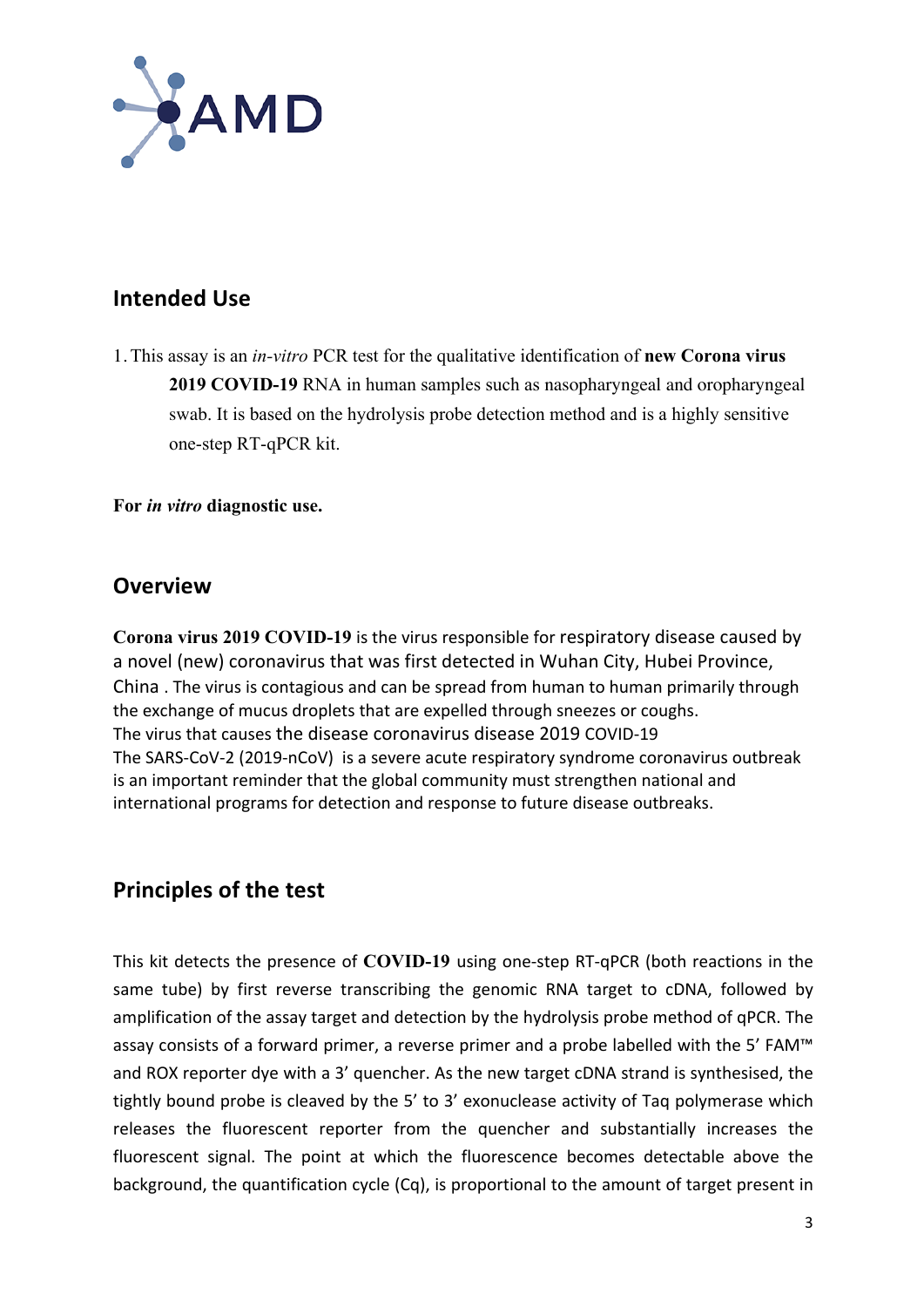## Intended Use

1. This assay is an *in-vitro* PCR test for the qualitative identification of **new Corona virus 2019 COVID-19** RNA in human samples such as nasopharyngeal and oropharyngeal swab. It is based on the hydrolysis probe detection method and is a highly sensitive one-step RT-qPCR kit.

**For *in vitro* diagnostic use.**

## Overview

**Corona virus 2019 COVID-19** is the virus responsible for respiratory disease caused by a novel (new) coronavirus that was first detected in Wuhan City, Hubei Province, China . The virus is contagious and can be spread from human to human primarily through the exchange of mucus droplets that are expelled through sneezes or coughs.
The virus that causes the disease coronavirus disease 2019 COVID-19
The SARS-CoV-2 (2019-nCoV) is a severe acute respiratory syndrome coronavirus outbreak is an important reminder that the global community must strengthen national and international programs for detection and response to future disease outbreaks.

## Principles of the test

This kit detects the presence of **COVID-19** using one-step RT-qPCR (both reactions in the same tube) by first reverse transcribing the genomic RNA target to cDNA, followed by amplification of the assay target and detection by the hydrolysis probe method of qPCR. The assay consists of a forward primer, a reverse primer and a probe labelled with the 5' FAM™ and ROX reporter dye with a 3' quencher. As the new target cDNA strand is synthesised, the tightly bound probe is cleaved by the 5' to 3' exonuclease activity of Taq polymerase which releases the fluorescent reporter from the quencher and substantially increases the fluorescent signal. The point at which the fluorescence becomes detectable above the background, the quantification cycle (Cq), is proportional to the amount of target present in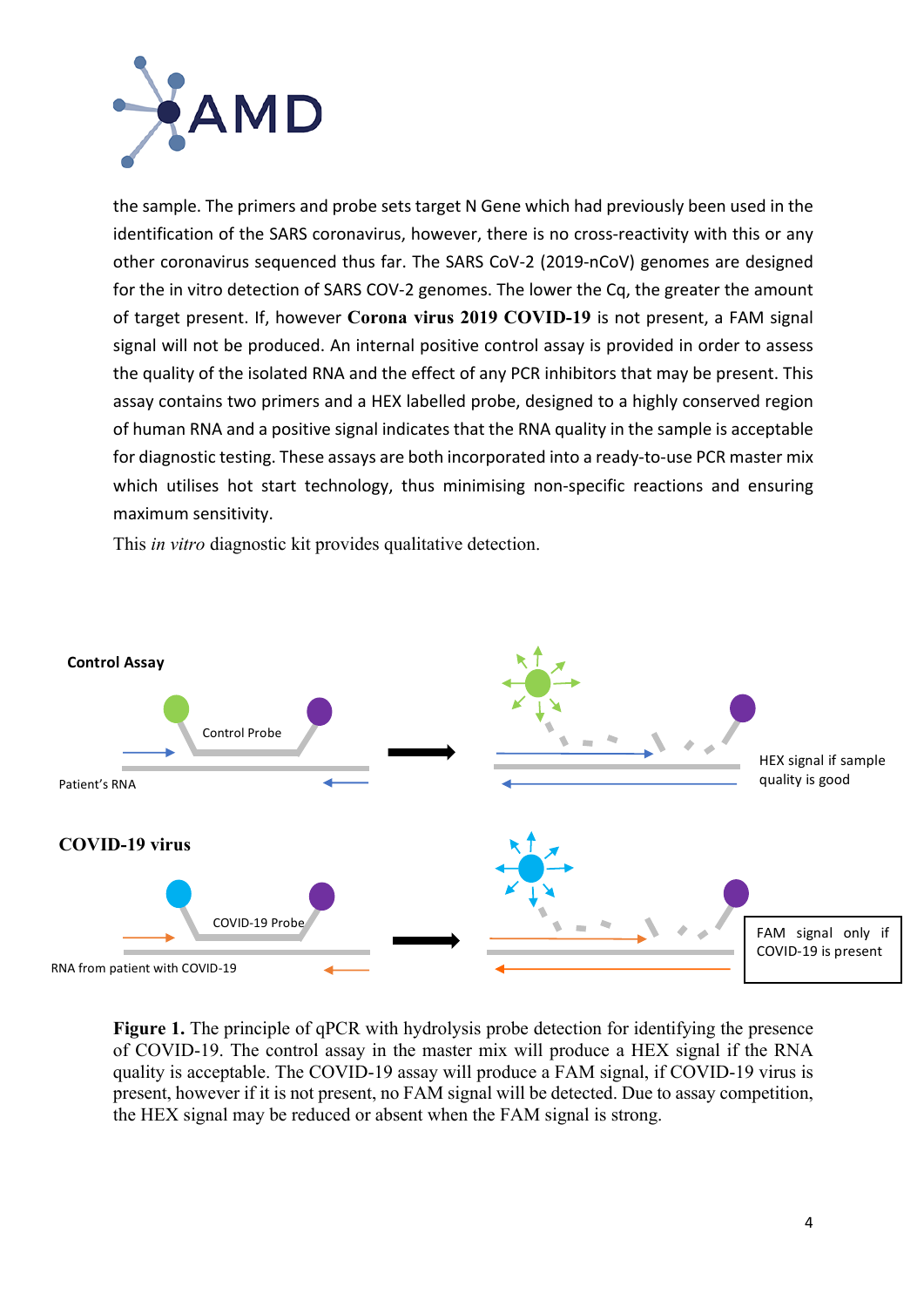the sample. The primers and probe sets target N Gene which had previously been used in the identification of the SARS coronavirus, however, there is no cross-reactivity with this or any other coronavirus sequenced thus far. The SARS CoV-2 (2019-nCoV) genomes are designed for the in vitro detection of SARS COV-2 genomes. The lower the Cq, the greater the amount of target present. If, however **Corona virus 2019 COVID-19** is not present, a FAM signal signal will not be produced. An internal positive control assay is provided in order to assess the quality of the isolated RNA and the effect of any PCR inhibitors that may be present. This assay contains two primers and a HEX labelled probe, designed to a highly conserved region of human RNA and a positive signal indicates that the RNA quality in the sample is acceptable for diagnostic testing. These assays are both incorporated into a ready-to-use PCR master mix which utilises hot start technology, thus minimising non-specific reactions and ensuring maximum sensitivity.

This *in vitro* diagnostic kit provides qualitative detection.

**Control Assay**

Control Probe

Patient's RNA

HEX signal if sample quality is good

**COVID-19 virus**

COVID-19 Probe

RNA from patient with COVID-19

FAM signal only if COVID-19 is present

**Figure 1.** The principle of qPCR with hydrolysis probe detection for identifying the presence of COVID-19. The control assay in the master mix will produce a HEX signal if the RNA quality is acceptable. The COVID-19 assay will produce a FAM signal, if COVID-19 virus is present, however if it is not present, no FAM signal will be detected. Due to assay competition, the HEX signal may be reduced or absent when the FAM signal is strong.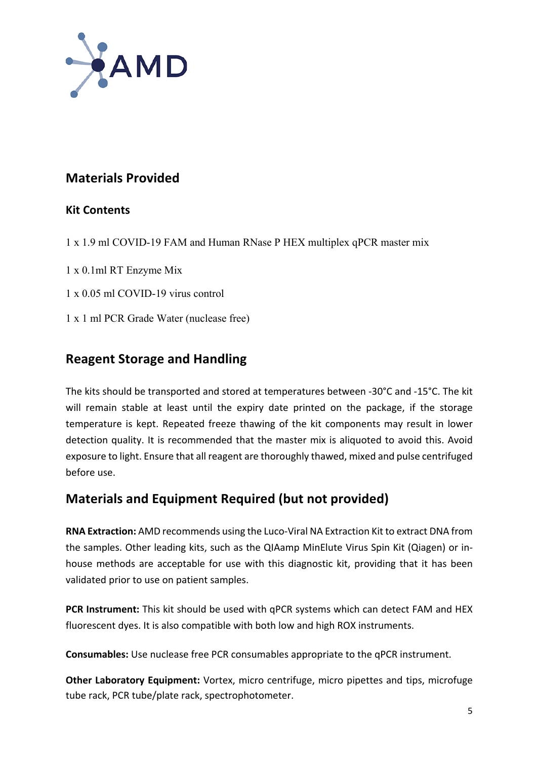## Materials Provided

### Kit Contents

1 x 1.9 ml COVID-19 FAM and Human RNase P HEX multiplex qPCR master mix

1 x 0.1ml RT Enzyme Mix

1 x 0.05 ml COVID-19 virus control

1 x 1 ml PCR Grade Water (nuclease free)

## Reagent Storage and Handling

The kits should be transported and stored at temperatures between -30°C and -15°C. The kit will remain stable at least until the expiry date printed on the package, if the storage temperature is kept. Repeated freeze thawing of the kit components may result in lower detection quality. It is recommended that the master mix is aliquoted to avoid this. Avoid exposure to light. Ensure that all reagent are thoroughly thawed, mixed and pulse centrifuged before use.

## Materials and Equipment Required (but not provided)

**RNA Extraction:** AMD recommends using the Luco-Viral NA Extraction Kit to extract DNA from the samples. Other leading kits, such as the QIAamp MinElute Virus Spin Kit (Qiagen) or in-house methods are acceptable for use with this diagnostic kit, providing that it has been validated prior to use on patient samples.

**PCR Instrument:** This kit should be used with qPCR systems which can detect FAM and HEX fluorescent dyes. It is also compatible with both low and high ROX instruments.

**Consumables:** Use nuclease free PCR consumables appropriate to the qPCR instrument.

**Other Laboratory Equipment:** Vortex, micro centrifuge, micro pipettes and tips, microfuge tube rack, PCR tube/plate rack, spectrophotometer.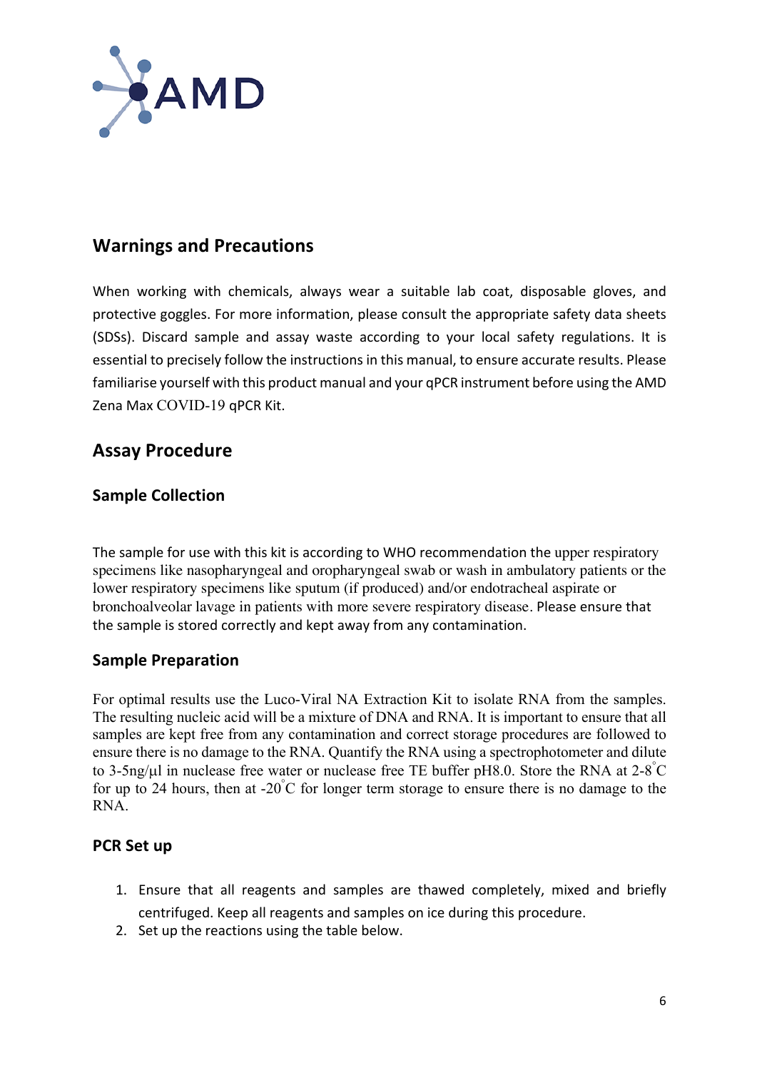## Warnings and Precautions

When working with chemicals, always wear a suitable lab coat, disposable gloves, and protective goggles. For more information, please consult the appropriate safety data sheets (SDSs). Discard sample and assay waste according to your local safety regulations. It is essential to precisely follow the instructions in this manual, to ensure accurate results. Please familiarise yourself with this product manual and your qPCR instrument before using the AMD Zena Max COVID-19 qPCR Kit.

## Assay Procedure

### Sample Collection

The sample for use with this kit is according to WHO recommendation the upper respiratory specimens like nasopharyngeal and oropharyngeal swab or wash in ambulatory patients or the lower respiratory specimens like sputum (if produced) and/or endotracheal aspirate or bronchoalveolar lavage in patients with more severe respiratory disease. Please ensure that the sample is stored correctly and kept away from any contamination.

### Sample Preparation

For optimal results use the Luco-Viral NA Extraction Kit to isolate RNA from the samples. The resulting nucleic acid will be a mixture of DNA and RNA. It is important to ensure that all samples are kept free from any contamination and correct storage procedures are followed to ensure there is no damage to the RNA. Quantify the RNA using a spectrophotometer and dilute to 3-5ng/µl in nuclease free water or nuclease free TE buffer pH8.0. Store the RNA at 2-8°C for up to 24 hours, then at -20°C for longer term storage to ensure there is no damage to the RNA.

### PCR Set up

1. Ensure that all reagents and samples are thawed completely, mixed and briefly centrifuged. Keep all reagents and samples on ice during this procedure.
2. Set up the reactions using the table below.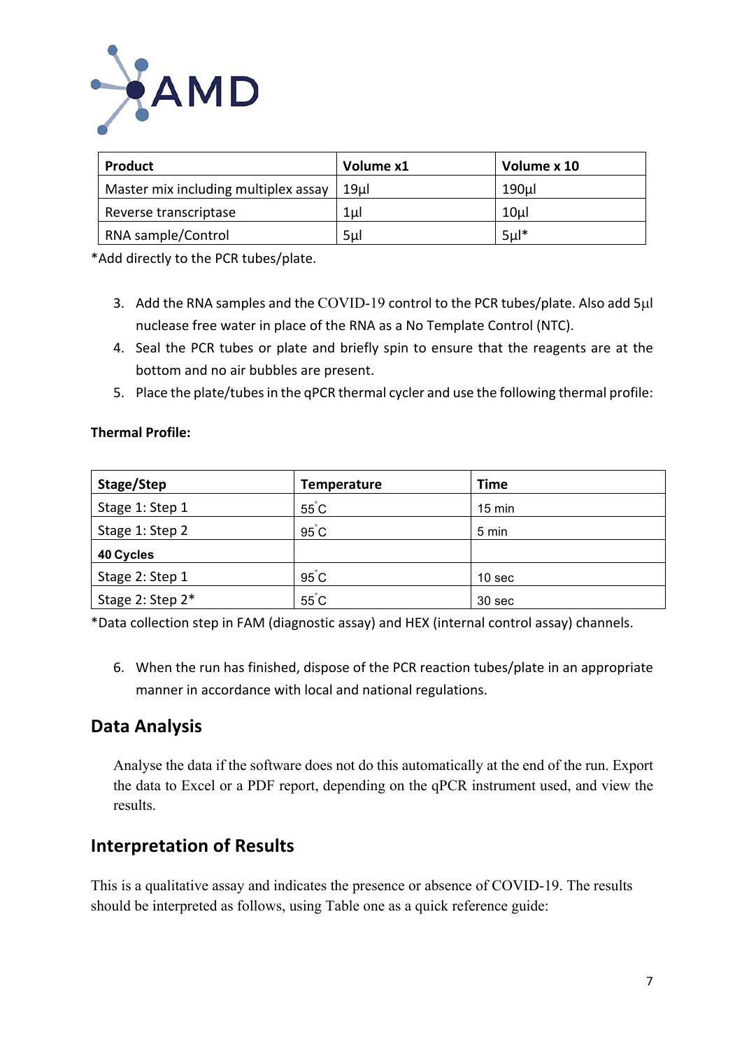| Product | Volume x1 | Volume x 10 |
| --- | --- | --- |
| Master mix including multiplex assay | 19µl | 190µl |
| Reverse transcriptase | 1µl | 10µl |
| RNA sample/Control | 5µl | 5µl* |

*Add directly to the PCR tubes/plate.

3. Add the RNA samples and the COVID-19 control to the PCR tubes/plate. Also add 5µl nuclease free water in place of the RNA as a No Template Control (NTC).
4. Seal the PCR tubes or plate and briefly spin to ensure that the reagents are at the bottom and no air bubbles are present.
5. Place the plate/tubes in the qPCR thermal cycler and use the following thermal profile:

**Thermal Profile:**

| Stage/Step | Temperature | Time |
| --- | --- | --- |
| Stage 1: Step 1 | 55˚C | 15 min |
| Stage 1: Step 2 | 95˚C | 5 min |
| **40 Cycles** | | |
| Stage 2: Step 1 | 95˚C | 10 sec |
| Stage 2: Step 2* | 55˚C | 30 sec |

*Data collection step in FAM (diagnostic assay) and HEX (internal control assay) channels.

6. When the run has finished, dispose of the PCR reaction tubes/plate in an appropriate manner in accordance with local and national regulations.

## Data Analysis

Analyse the data if the software does not do this automatically at the end of the run. Export the data to Excel or a PDF report, depending on the qPCR instrument used, and view the results.

## Interpretation of Results

This is a qualitative assay and indicates the presence or absence of COVID-19. The results should be interpreted as follows, using Table one as a quick reference guide: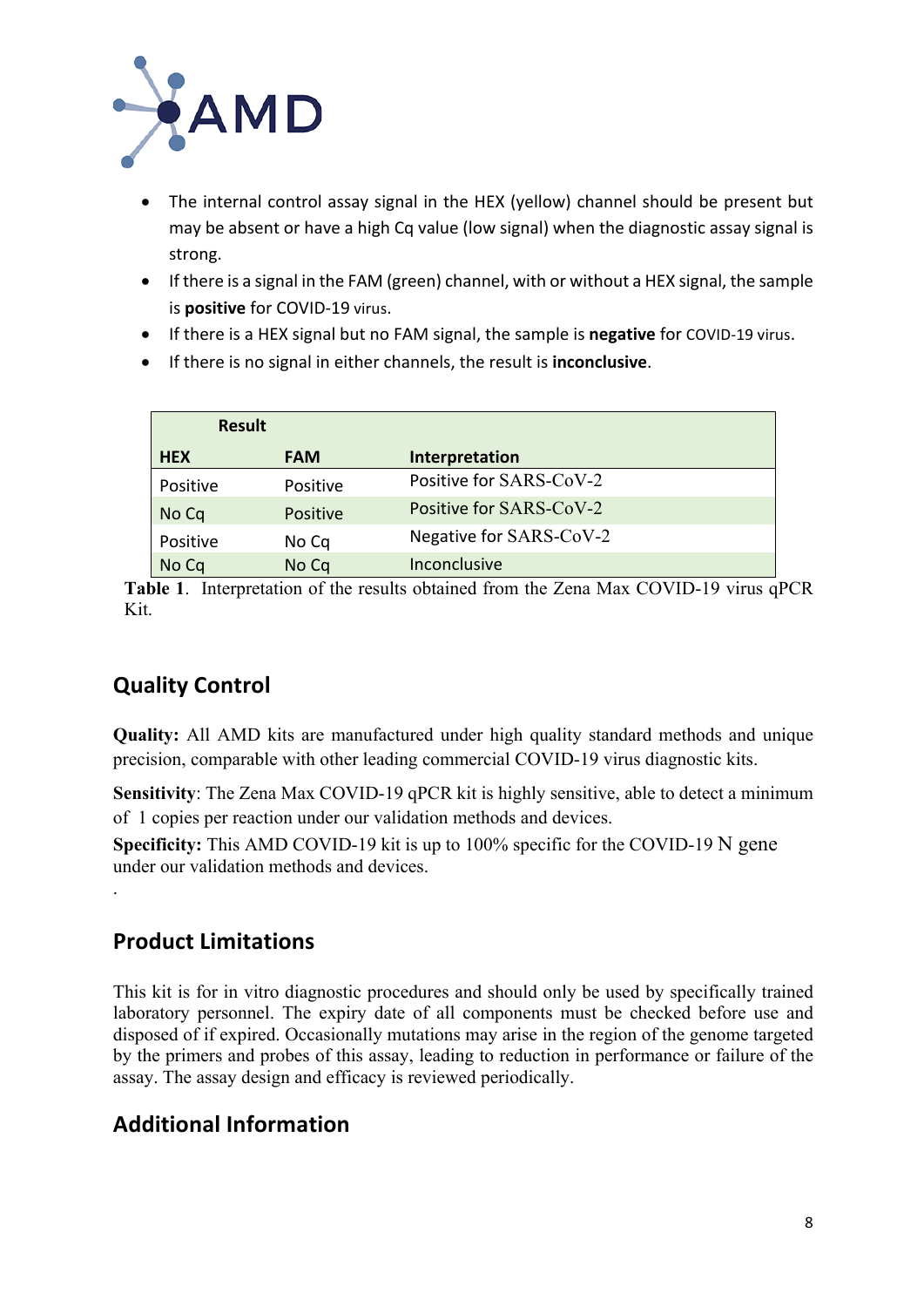- The internal control assay signal in the HEX (yellow) channel should be present but may be absent or have a high Cq value (low signal) when the diagnostic assay signal is strong.
- If there is a signal in the FAM (green) channel, with or without a HEX signal, the sample is **positive** for COVID-19 virus.
- If there is a HEX signal but no FAM signal, the sample is **negative** for COVID-19 virus.
- If there is no signal in either channels, the result is **inconclusive**.

| Result | | |
|---|---|---|
| **HEX** | **FAM** | **Interpretation** |
| Positive | Positive | Positive for SARS-CoV-2 |
| No Cq | Positive | Positive for SARS-CoV-2 |
| Positive | No Cq | Negative for SARS-CoV-2 |
| No Cq | No Cq | Inconclusive |

**Table 1**. Interpretation of the results obtained from the Zena Max COVID-19 virus qPCR Kit.

## Quality Control

**Quality:** All AMD kits are manufactured under high quality standard methods and unique precision, comparable with other leading commercial COVID-19 virus diagnostic kits.

**Sensitivity**: The Zena Max COVID-19 qPCR kit is highly sensitive, able to detect a minimum of 1 copies per reaction under our validation methods and devices.

**Specificity:** This AMD COVID-19 kit is up to 100% specific for the COVID-19 N gene under our validation methods and devices.

.

## Product Limitations

This kit is for in vitro diagnostic procedures and should only be used by specifically trained laboratory personnel. The expiry date of all components must be checked before use and disposed of if expired. Occasionally mutations may arise in the region of the genome targeted by the primers and probes of this assay, leading to reduction in performance or failure of the assay. The assay design and efficacy is reviewed periodically.

## Additional Information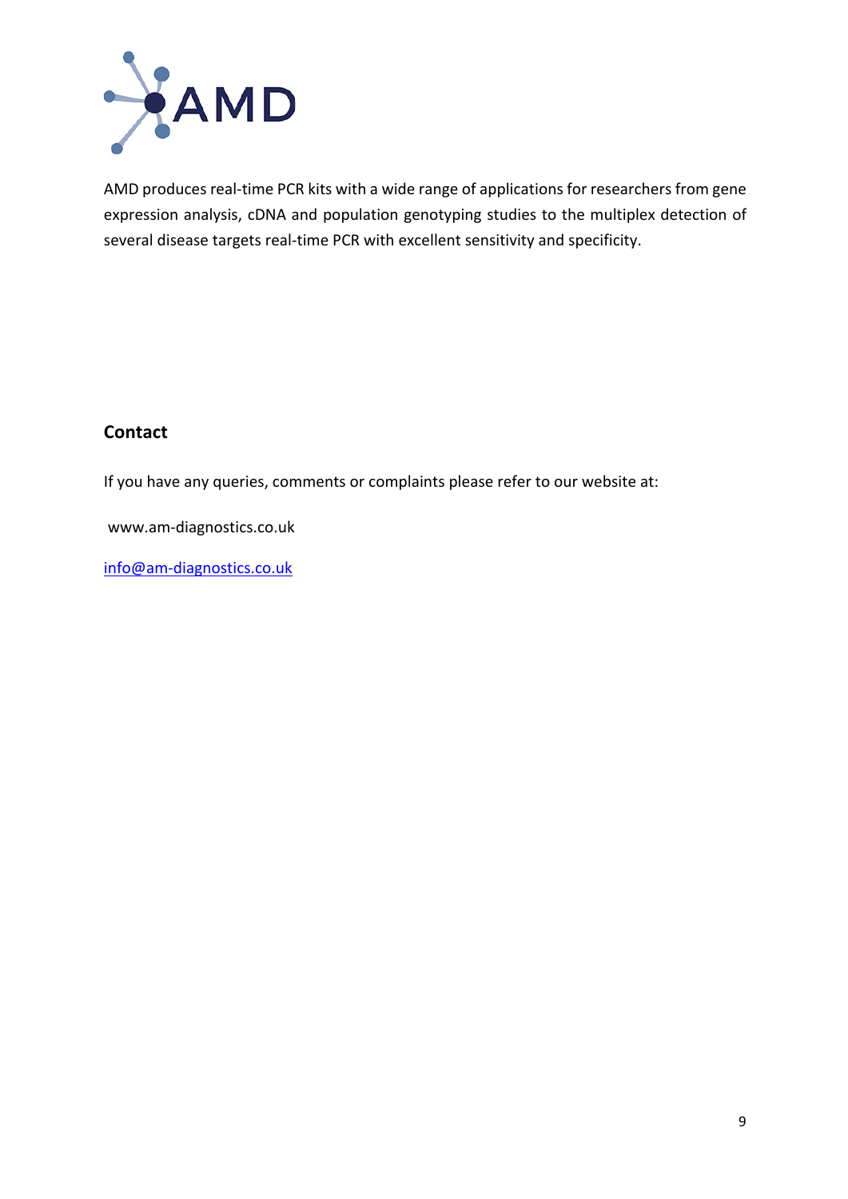AMD

AMD produces real-time PCR kits with a wide range of applications for researchers from gene expression analysis, cDNA and population genotyping studies to the multiplex detection of several disease targets real-time PCR with excellent sensitivity and specificity.

## Contact

If you have any queries, comments or complaints please refer to our website at:

www.am-diagnostics.co.uk

info@am-diagnostics.co.uk